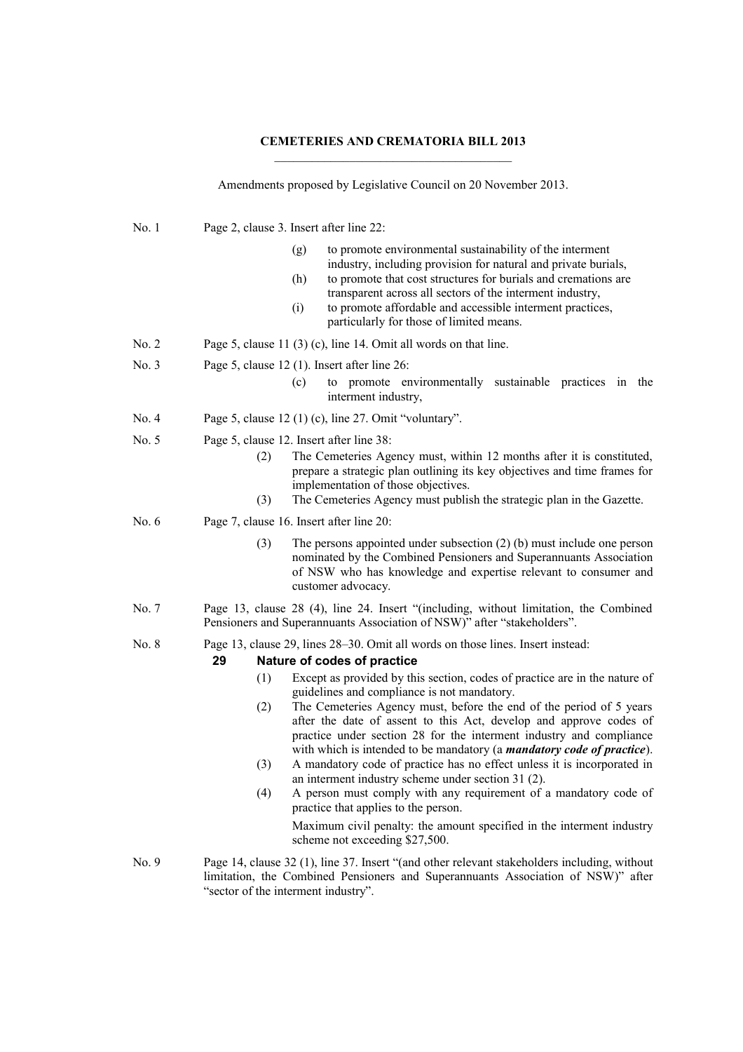**CEMETERIES AND CREMATORIA BILL 2013**

Amendments proposed by Legislative Council on 20 November 2013.

No. 1 Page 2, clause 3. Insert after line 22:

(g) to promote environmental sustainability of the interment industry, including provision for natural and private burials,

(h) to promote that cost structures for burials and cremations are transparent across all sectors of the interment industry,

(i) to promote affordable and accessible interment practices, particularly for those of limited means.

No. 2 Page 5, clause 11 (3) (c), line 14. Omit all words on that line.

No. 3 Page 5, clause 12 (1). Insert after line 26:

(c) to promote environmentally sustainable practices in the interment industry,

No. 4 Page 5, clause 12 (1) (c), line 27. Omit "voluntary".

No. 5 Page 5, clause 12. Insert after line 38:

(2) The Cemeteries Agency must, within 12 months after it is constituted, prepare a strategic plan outlining its key objectives and time frames for implementation of those objectives.

(3) The Cemeteries Agency must publish the strategic plan in the Gazette.

No. 6 Page 7, clause 16. Insert after line 20:

(3) The persons appointed under subsection (2) (b) must include one person nominated by the Combined Pensioners and Superannuants Association of NSW who has knowledge and expertise relevant to consumer and customer advocacy.

No. 7 Page 13, clause 28 (4), line 24. Insert "(including, without limitation, the Combined Pensioners and Superannuants Association of NSW)" after "stakeholders".

No. 8 Page 13, clause 29, lines 28–30. Omit all words on those lines. Insert instead:

**29 Nature of codes of practice**

(1) Except as provided by this section, codes of practice are in the nature of guidelines and compliance is not mandatory.

(2) The Cemeteries Agency must, before the end of the period of 5 years after the date of assent to this Act, develop and approve codes of practice under section 28 for the interment industry and compliance with which is intended to be mandatory (a ***mandatory code of practice***).

(3) A mandatory code of practice has no effect unless it is incorporated in an interment industry scheme under section 31 (2).

(4) A person must comply with any requirement of a mandatory code of practice that applies to the person.

Maximum civil penalty: the amount specified in the interment industry scheme not exceeding $27,500.

No. 9 Page 14, clause 32 (1), line 37. Insert "(and other relevant stakeholders including, without limitation, the Combined Pensioners and Superannuants Association of NSW)" after "sector of the interment industry".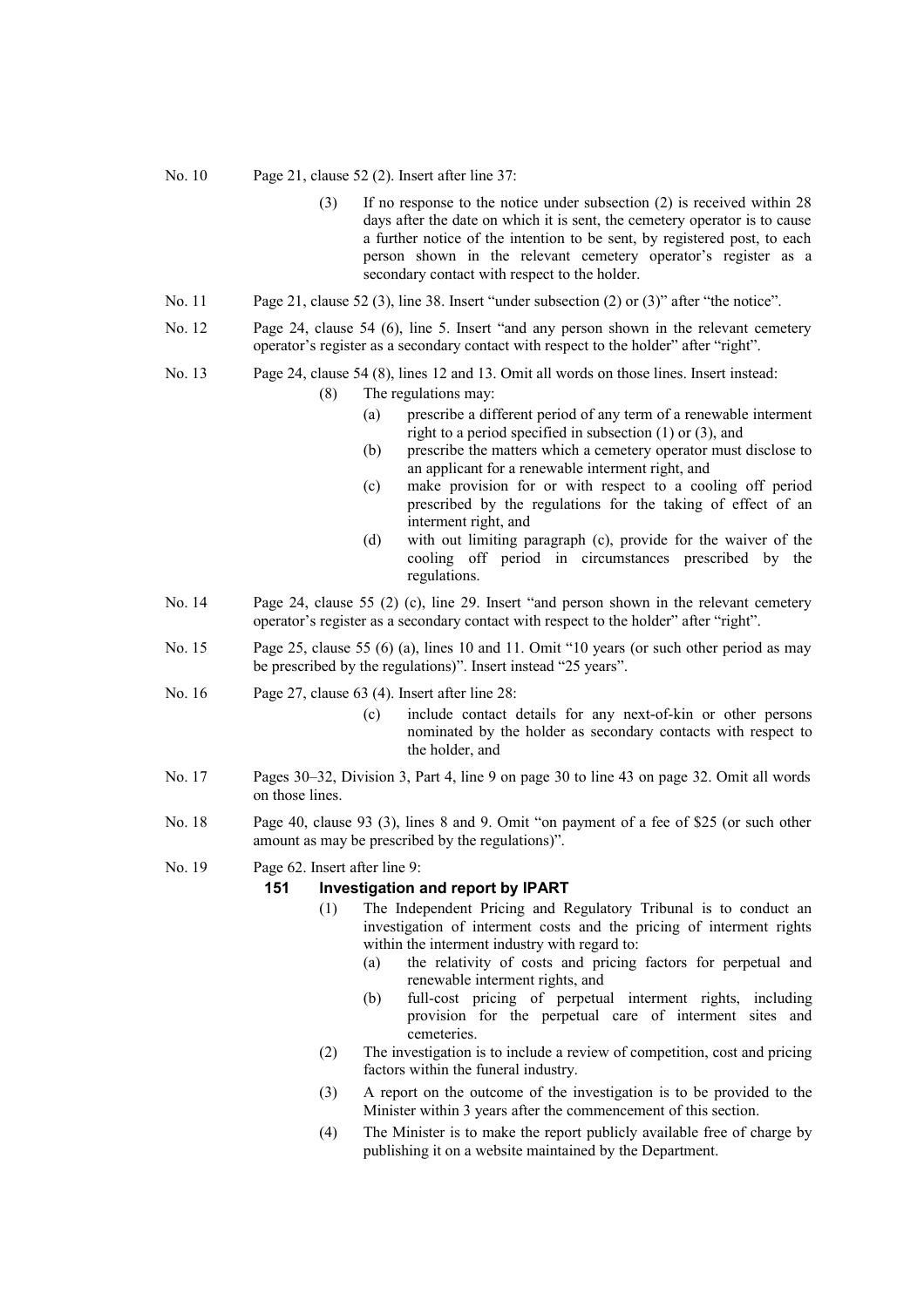No. 10 Page 21, clause 52 (2). Insert after line 37:

> (3) If no response to the notice under subsection (2) is received within 28 days after the date on which it is sent, the cemetery operator is to cause a further notice of the intention to be sent, by registered post, to each person shown in the relevant cemetery operator's register as a secondary contact with respect to the holder.

No. 11 Page 21, clause 52 (3), line 38. Insert "under subsection (2) or (3)" after "the notice".

No. 12 Page 24, clause 54 (6), line 5. Insert "and any person shown in the relevant cemetery operator's register as a secondary contact with respect to the holder" after "right".

No. 13 Page 24, clause 54 (8), lines 12 and 13. Omit all words on those lines. Insert instead:

> (8) The regulations may:
>
> (a) prescribe a different period of any term of a renewable interment right to a period specified in subsection (1) or (3), and
>
> (b) prescribe the matters which a cemetery operator must disclose to an applicant for a renewable interment right, and
>
> (c) make provision for or with respect to a cooling off period prescribed by the regulations for the taking of effect of an interment right, and
>
> (d) with out limiting paragraph (c), provide for the waiver of the cooling off period in circumstances prescribed by the regulations.

No. 14 Page 24, clause 55 (2) (c), line 29. Insert "and person shown in the relevant cemetery operator's register as a secondary contact with respect to the holder" after "right".

No. 15 Page 25, clause 55 (6) (a), lines 10 and 11. Omit "10 years (or such other period as may be prescribed by the regulations)". Insert instead "25 years".

No. 16 Page 27, clause 63 (4). Insert after line 28:

> (c) include contact details for any next-of-kin or other persons nominated by the holder as secondary contacts with respect to the holder, and

No. 17 Pages 30–32, Division 3, Part 4, line 9 on page 30 to line 43 on page 32. Omit all words on those lines.

No. 18 Page 40, clause 93 (3), lines 8 and 9. Omit "on payment of a fee of $25 (or such other amount as may be prescribed by the regulations)".

No. 19 Page 62. Insert after line 9:

> **151 Investigation and report by IPART**
>
> (1) The Independent Pricing and Regulatory Tribunal is to conduct an investigation of interment costs and the pricing of interment rights within the interment industry with regard to:
>
> (a) the relativity of costs and pricing factors for perpetual and renewable interment rights, and
>
> (b) full-cost pricing of perpetual interment rights, including provision for the perpetual care of interment sites and cemeteries.
>
> (2) The investigation is to include a review of competition, cost and pricing factors within the funeral industry.
>
> (3) A report on the outcome of the investigation is to be provided to the Minister within 3 years after the commencement of this section.
>
> (4) The Minister is to make the report publicly available free of charge by publishing it on a website maintained by the Department.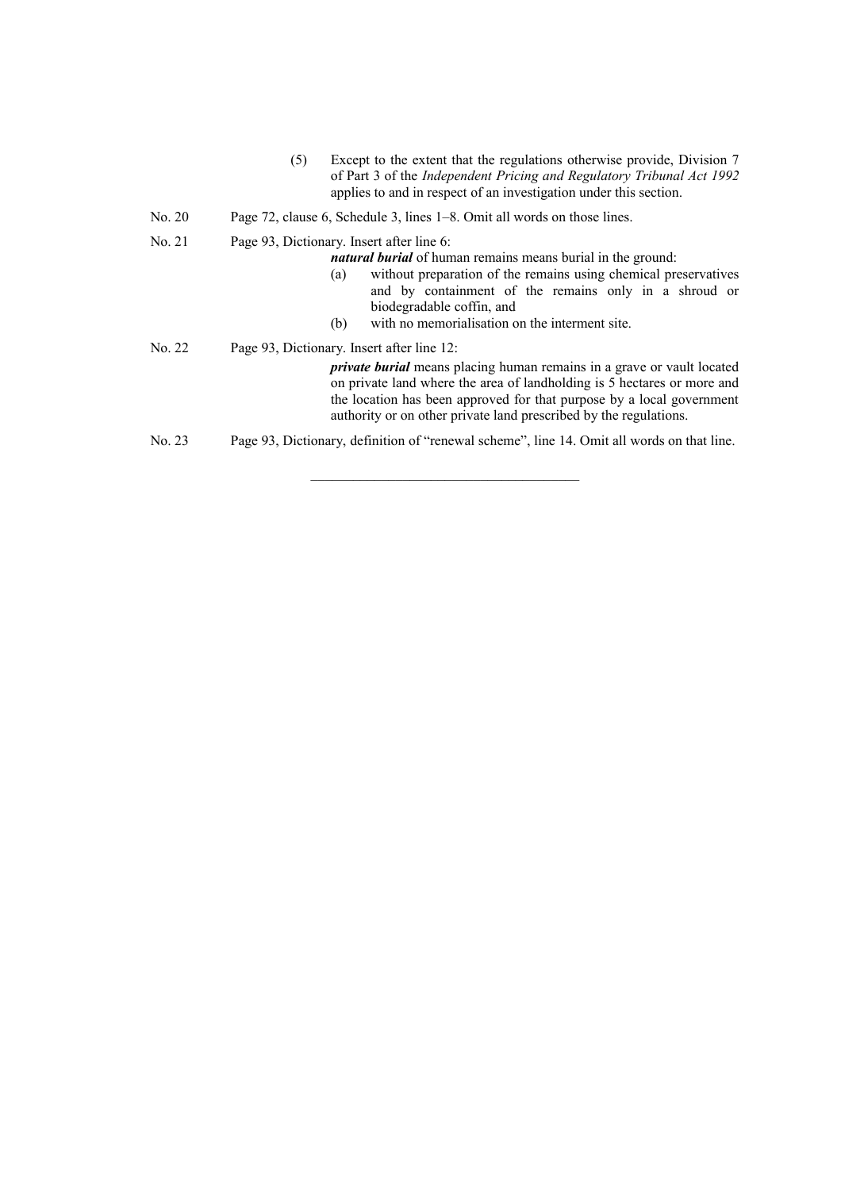(5) Except to the extent that the regulations otherwise provide, Division 7 of Part 3 of the *Independent Pricing and Regulatory Tribunal Act 1992* applies to and in respect of an investigation under this section.

No. 20 Page 72, clause 6, Schedule 3, lines 1–8. Omit all words on those lines.

No. 21 Page 93, Dictionary. Insert after line 6:

***natural burial*** of human remains means burial in the ground:

(a) without preparation of the remains using chemical preservatives and by containment of the remains only in a shroud or biodegradable coffin, and

(b) with no memorialisation on the interment site.

No. 22 Page 93, Dictionary. Insert after line 12:

***private burial*** means placing human remains in a grave or vault located on private land where the area of landholding is 5 hectares or more and the location has been approved for that purpose by a local government authority or on other private land prescribed by the regulations.

No. 23 Page 93, Dictionary, definition of "renewal scheme", line 14. Omit all words on that line.